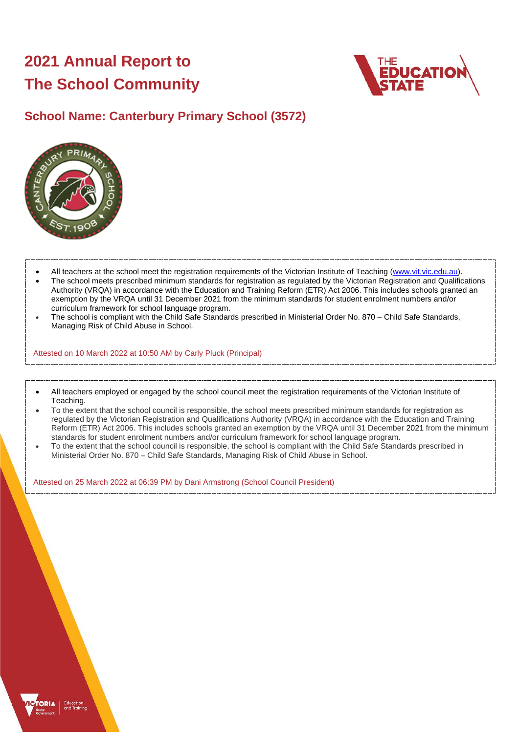# 2021 Annual Report to The School Community

## School Name: Canterbury Primary School (3572)

- All teachers at the school meet the registration requirements of the Victorian Institute of Teaching (www.vit.vic.edu.au).
- The school meets prescribed minimum standards for registration as regulated by the Victorian Registration and Qualifications Authority (VRQA) in accordance with the Education and Training Reform (ETR) Act 2006. This includes schools granted an exemption by the VRQA until 31 December 2021 from the minimum standards for student enrolment numbers and/or curriculum framework for school language program.
- The school is compliant with the Child Safe Standards prescribed in Ministerial Order No. 870 – Child Safe Standards, Managing Risk of Child Abuse in School.

Attested on 10 March 2022 at 10:50 AM by Carly Pluck (Principal)

- All teachers employed or engaged by the school council meet the registration requirements of the Victorian Institute of Teaching.
- To the extent that the school council is responsible, the school meets prescribed minimum standards for registration as regulated by the Victorian Registration and Qualifications Authority (VRQA) in accordance with the Education and Training Reform (ETR) Act 2006. This includes schools granted an exemption by the VRQA until 31 December 2021 from the minimum standards for student enrolment numbers and/or curriculum framework for school language program.
- To the extent that the school council is responsible, the school is compliant with the Child Safe Standards prescribed in Ministerial Order No. 870 – Child Safe Standards, Managing Risk of Child Abuse in School.

Attested on 25 March 2022 at 06:39 PM by Dani Armstrong (School Council President)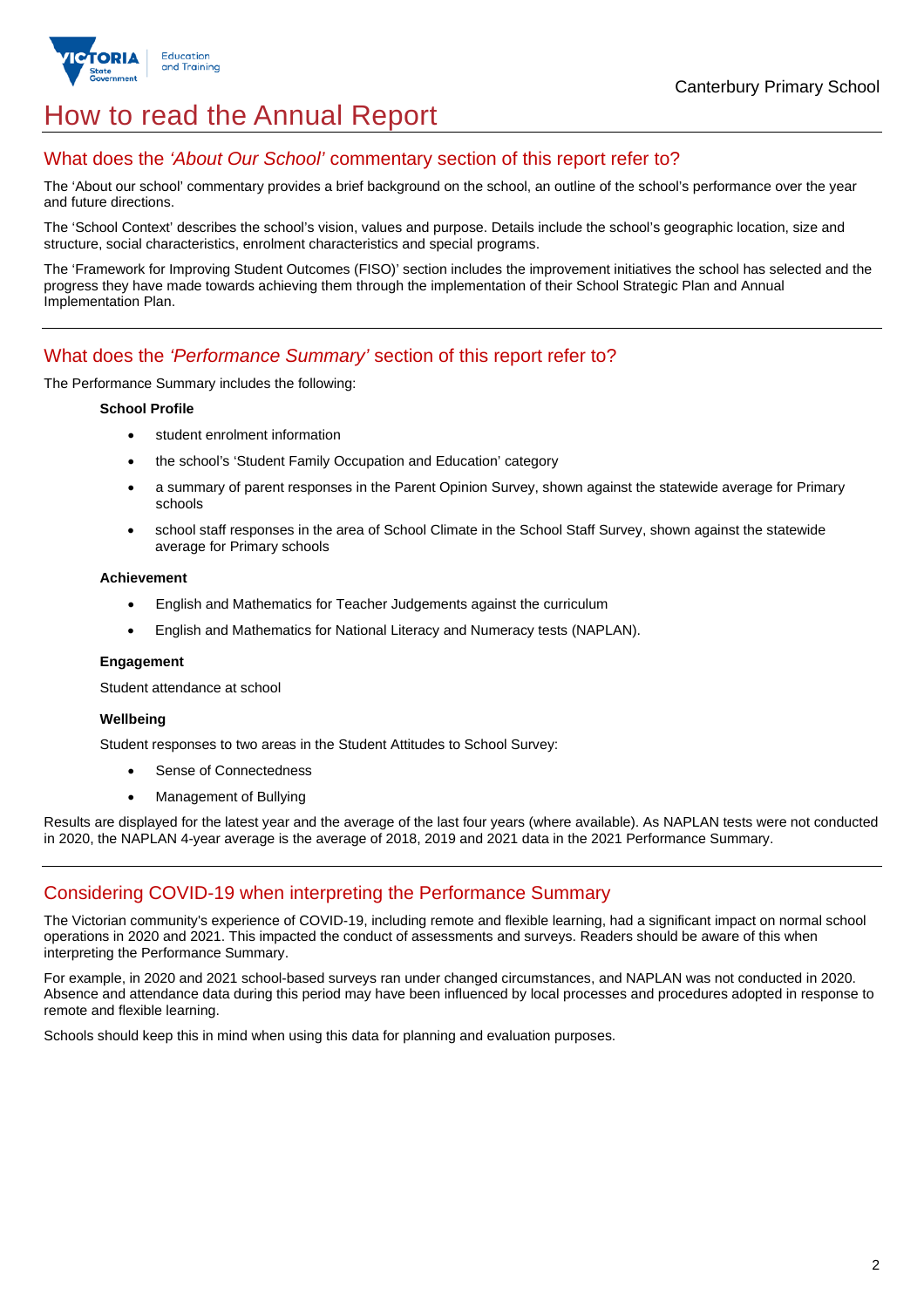# How to read the Annual Report

## What does the *'About Our School'* commentary section of this report refer to?

The 'About our school' commentary provides a brief background on the school, an outline of the school's performance over the year and future directions.

The 'School Context' describes the school's vision, values and purpose. Details include the school's geographic location, size and structure, social characteristics, enrolment characteristics and special programs.

The 'Framework for Improving Student Outcomes (FISO)' section includes the improvement initiatives the school has selected and the progress they have made towards achieving them through the implementation of their School Strategic Plan and Annual Implementation Plan.

## What does the *'Performance Summary'* section of this report refer to?

The Performance Summary includes the following:

**School Profile**

- student enrolment information
- the school's 'Student Family Occupation and Education' category
- a summary of parent responses in the Parent Opinion Survey, shown against the statewide average for Primary schools
- school staff responses in the area of School Climate in the School Staff Survey, shown against the statewide average for Primary schools

**Achievement**

- English and Mathematics for Teacher Judgements against the curriculum
- English and Mathematics for National Literacy and Numeracy tests (NAPLAN).

**Engagement**

Student attendance at school

**Wellbeing**

Student responses to two areas in the Student Attitudes to School Survey:

- Sense of Connectedness
- Management of Bullying

Results are displayed for the latest year and the average of the last four years (where available). As NAPLAN tests were not conducted in 2020, the NAPLAN 4-year average is the average of 2018, 2019 and 2021 data in the 2021 Performance Summary.

## Considering COVID-19 when interpreting the Performance Summary

The Victorian community's experience of COVID-19, including remote and flexible learning, had a significant impact on normal school operations in 2020 and 2021. This impacted the conduct of assessments and surveys. Readers should be aware of this when interpreting the Performance Summary.

For example, in 2020 and 2021 school-based surveys ran under changed circumstances, and NAPLAN was not conducted in 2020. Absence and attendance data during this period may have been influenced by local processes and procedures adopted in response to remote and flexible learning.

Schools should keep this in mind when using this data for planning and evaluation purposes.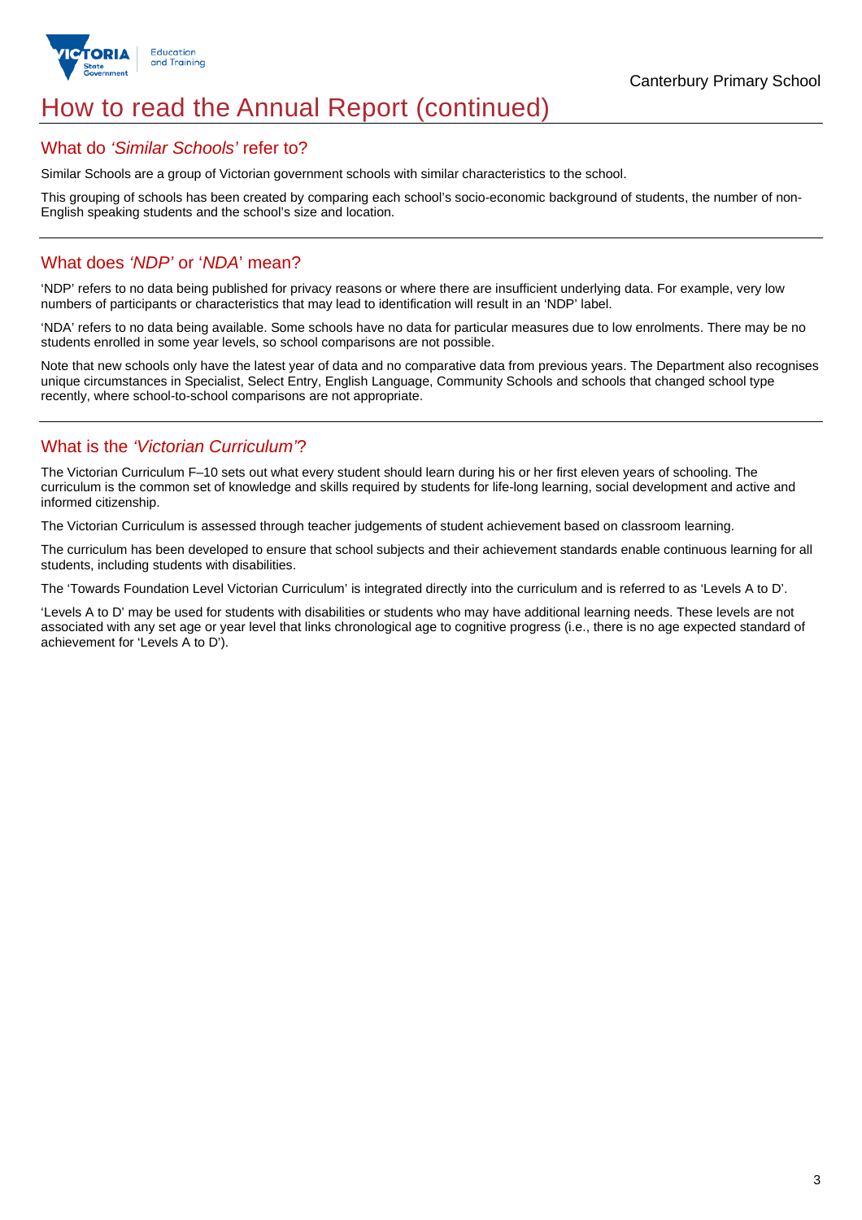# How to read the Annual Report (continued)

## What do *'Similar Schools'* refer to?

Similar Schools are a group of Victorian government schools with similar characteristics to the school.

This grouping of schools has been created by comparing each school's socio-economic background of students, the number of non-English speaking students and the school's size and location.

## What does *'NDP'* or '*NDA*' mean?

'NDP' refers to no data being published for privacy reasons or where there are insufficient underlying data. For example, very low numbers of participants or characteristics that may lead to identification will result in an 'NDP' label.

'NDA' refers to no data being available. Some schools have no data for particular measures due to low enrolments. There may be no students enrolled in some year levels, so school comparisons are not possible.

Note that new schools only have the latest year of data and no comparative data from previous years. The Department also recognises unique circumstances in Specialist, Select Entry, English Language, Community Schools and schools that changed school type recently, where school-to-school comparisons are not appropriate.

## What is the *'Victorian Curriculum'*?

The Victorian Curriculum F–10 sets out what every student should learn during his or her first eleven years of schooling. The curriculum is the common set of knowledge and skills required by students for life-long learning, social development and active and informed citizenship.

The Victorian Curriculum is assessed through teacher judgements of student achievement based on classroom learning.

The curriculum has been developed to ensure that school subjects and their achievement standards enable continuous learning for all students, including students with disabilities.

The 'Towards Foundation Level Victorian Curriculum' is integrated directly into the curriculum and is referred to as 'Levels A to D'.

'Levels A to D' may be used for students with disabilities or students who may have additional learning needs. These levels are not associated with any set age or year level that links chronological age to cognitive progress (i.e., there is no age expected standard of achievement for 'Levels A to D').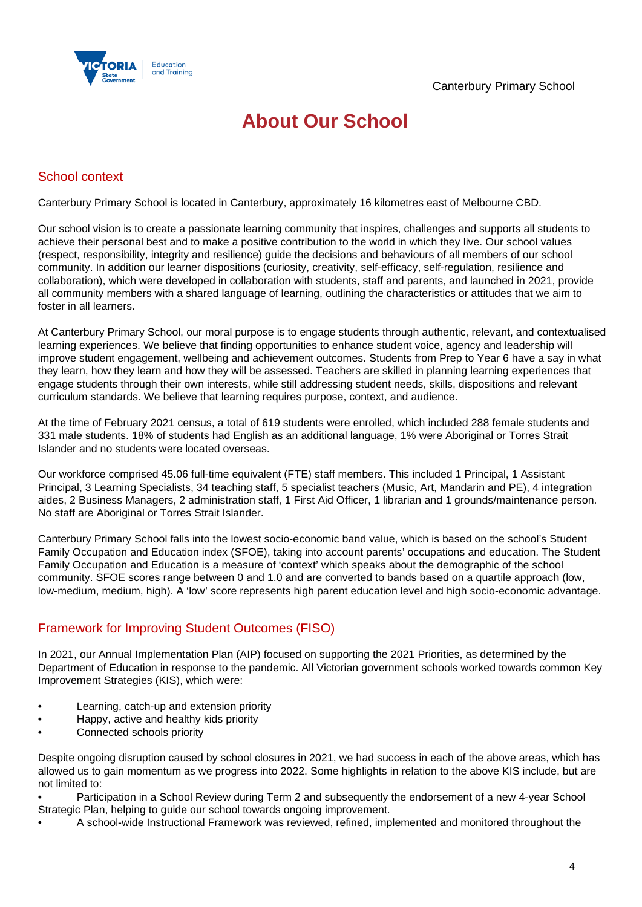# About Our School

## School context

Canterbury Primary School is located in Canterbury, approximately 16 kilometres east of Melbourne CBD.

Our school vision is to create a passionate learning community that inspires, challenges and supports all students to achieve their personal best and to make a positive contribution to the world in which they live. Our school values (respect, responsibility, integrity and resilience) guide the decisions and behaviours of all members of our school community. In addition our learner dispositions (curiosity, creativity, self-efficacy, self-regulation, resilience and collaboration), which were developed in collaboration with students, staff and parents, and launched in 2021, provide all community members with a shared language of learning, outlining the characteristics or attitudes that we aim to foster in all learners.

At Canterbury Primary School, our moral purpose is to engage students through authentic, relevant, and contextualised learning experiences. We believe that finding opportunities to enhance student voice, agency and leadership will improve student engagement, wellbeing and achievement outcomes. Students from Prep to Year 6 have a say in what they learn, how they learn and how they will be assessed. Teachers are skilled in planning learning experiences that engage students through their own interests, while still addressing student needs, skills, dispositions and relevant curriculum standards. We believe that learning requires purpose, context, and audience.

At the time of February 2021 census, a total of 619 students were enrolled, which included 288 female students and 331 male students. 18% of students had English as an additional language, 1% were Aboriginal or Torres Strait Islander and no students were located overseas.

Our workforce comprised 45.06 full-time equivalent (FTE) staff members. This included 1 Principal, 1 Assistant Principal, 3 Learning Specialists, 34 teaching staff, 5 specialist teachers (Music, Art, Mandarin and PE), 4 integration aides, 2 Business Managers, 2 administration staff, 1 First Aid Officer, 1 librarian and 1 grounds/maintenance person. No staff are Aboriginal or Torres Strait Islander.

Canterbury Primary School falls into the lowest socio-economic band value, which is based on the school's Student Family Occupation and Education index (SFOE), taking into account parents' occupations and education. The Student Family Occupation and Education is a measure of 'context' which speaks about the demographic of the school community. SFOE scores range between 0 and 1.0 and are converted to bands based on a quartile approach (low, low-medium, medium, high). A 'low' score represents high parent education level and high socio-economic advantage.

## Framework for Improving Student Outcomes (FISO)

In 2021, our Annual Implementation Plan (AIP) focused on supporting the 2021 Priorities, as determined by the Department of Education in response to the pandemic. All Victorian government schools worked towards common Key Improvement Strategies (KIS), which were:

- Learning, catch-up and extension priority
- Happy, active and healthy kids priority
- Connected schools priority

Despite ongoing disruption caused by school closures in 2021, we had success in each of the above areas, which has allowed us to gain momentum as we progress into 2022. Some highlights in relation to the above KIS include, but are not limited to:

- Participation in a School Review during Term 2 and subsequently the endorsement of a new 4-year School Strategic Plan, helping to guide our school towards ongoing improvement.
- A school-wide Instructional Framework was reviewed, refined, implemented and monitored throughout the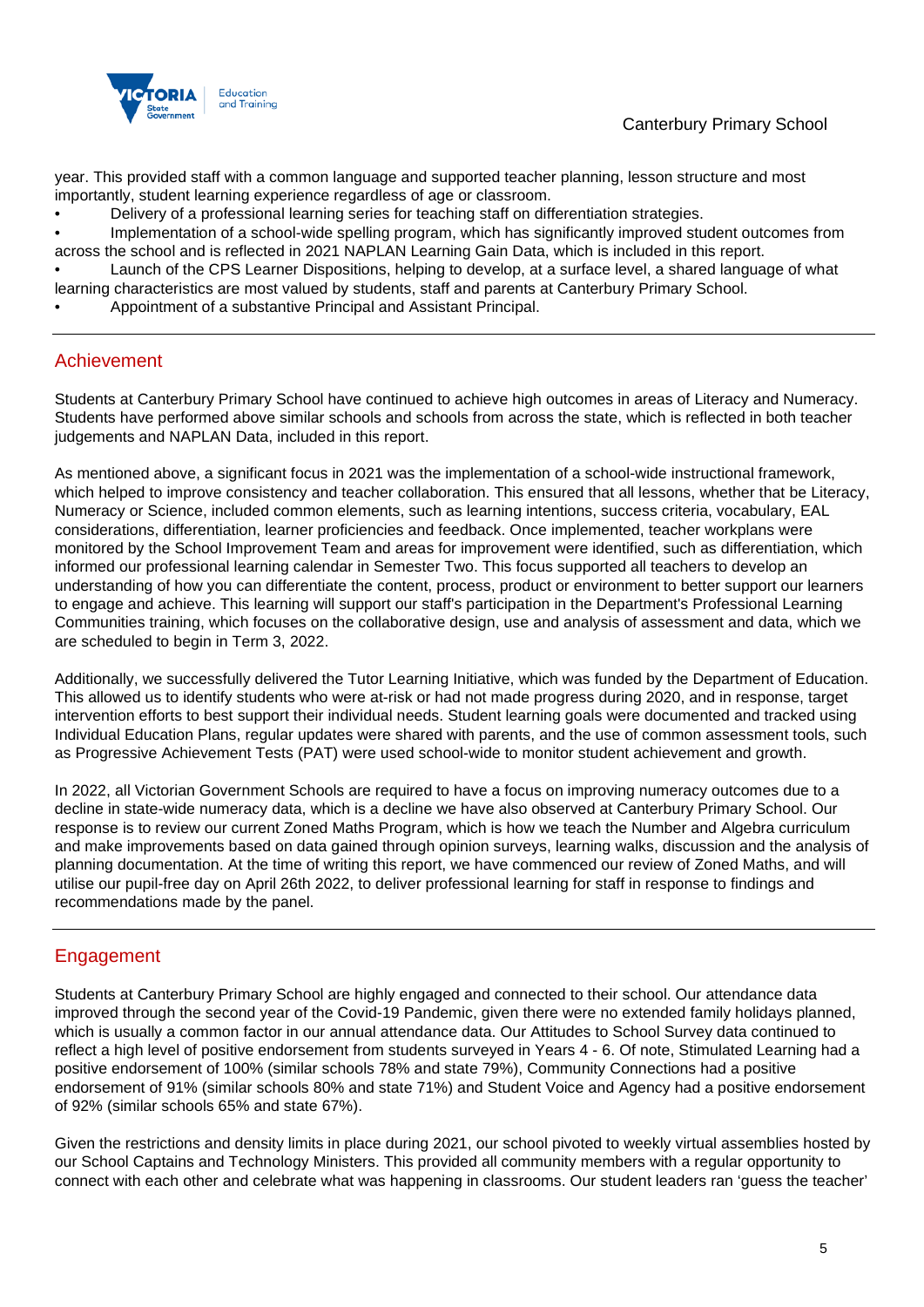year. This provided staff with a common language and supported teacher planning, lesson structure and most importantly, student learning experience regardless of age or classroom.

- Delivery of a professional learning series for teaching staff on differentiation strategies.
- Implementation of a school-wide spelling program, which has significantly improved student outcomes from across the school and is reflected in 2021 NAPLAN Learning Gain Data, which is included in this report.
- Launch of the CPS Learner Dispositions, helping to develop, at a surface level, a shared language of what learning characteristics are most valued by students, staff and parents at Canterbury Primary School.
- Appointment of a substantive Principal and Assistant Principal.

## Achievement

Students at Canterbury Primary School have continued to achieve high outcomes in areas of Literacy and Numeracy. Students have performed above similar schools and schools from across the state, which is reflected in both teacher judgements and NAPLAN Data, included in this report.

As mentioned above, a significant focus in 2021 was the implementation of a school-wide instructional framework, which helped to improve consistency and teacher collaboration. This ensured that all lessons, whether that be Literacy, Numeracy or Science, included common elements, such as learning intentions, success criteria, vocabulary, EAL considerations, differentiation, learner proficiencies and feedback. Once implemented, teacher workplans were monitored by the School Improvement Team and areas for improvement were identified, such as differentiation, which informed our professional learning calendar in Semester Two. This focus supported all teachers to develop an understanding of how you can differentiate the content, process, product or environment to better support our learners to engage and achieve. This learning will support our staff's participation in the Department's Professional Learning Communities training, which focuses on the collaborative design, use and analysis of assessment and data, which we are scheduled to begin in Term 3, 2022.

Additionally, we successfully delivered the Tutor Learning Initiative, which was funded by the Department of Education. This allowed us to identify students who were at-risk or had not made progress during 2020, and in response, target intervention efforts to best support their individual needs. Student learning goals were documented and tracked using Individual Education Plans, regular updates were shared with parents, and the use of common assessment tools, such as Progressive Achievement Tests (PAT) were used school-wide to monitor student achievement and growth.

In 2022, all Victorian Government Schools are required to have a focus on improving numeracy outcomes due to a decline in state-wide numeracy data, which is a decline we have also observed at Canterbury Primary School. Our response is to review our current Zoned Maths Program, which is how we teach the Number and Algebra curriculum and make improvements based on data gained through opinion surveys, learning walks, discussion and the analysis of planning documentation. At the time of writing this report, we have commenced our review of Zoned Maths, and will utilise our pupil-free day on April 26th 2022, to deliver professional learning for staff in response to findings and recommendations made by the panel.

## Engagement

Students at Canterbury Primary School are highly engaged and connected to their school. Our attendance data improved through the second year of the Covid-19 Pandemic, given there were no extended family holidays planned, which is usually a common factor in our annual attendance data. Our Attitudes to School Survey data continued to reflect a high level of positive endorsement from students surveyed in Years 4 - 6. Of note, Stimulated Learning had a positive endorsement of 100% (similar schools 78% and state 79%), Community Connections had a positive endorsement of 91% (similar schools 80% and state 71%) and Student Voice and Agency had a positive endorsement of 92% (similar schools 65% and state 67%).

Given the restrictions and density limits in place during 2021, our school pivoted to weekly virtual assemblies hosted by our School Captains and Technology Ministers. This provided all community members with a regular opportunity to connect with each other and celebrate what was happening in classrooms. Our student leaders ran 'guess the teacher'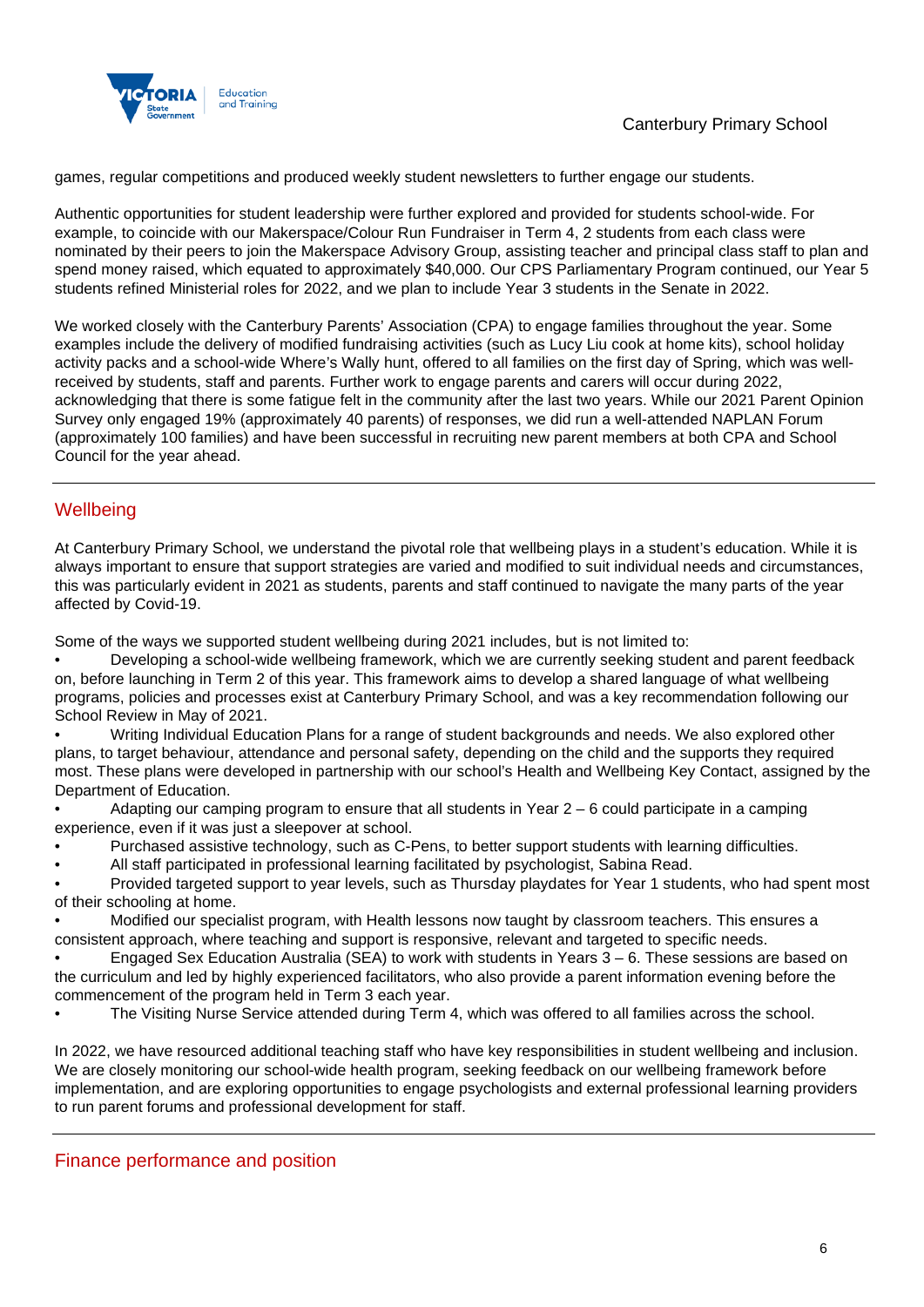games, regular competitions and produced weekly student newsletters to further engage our students.

Authentic opportunities for student leadership were further explored and provided for students school-wide. For example, to coincide with our Makerspace/Colour Run Fundraiser in Term 4, 2 students from each class were nominated by their peers to join the Makerspace Advisory Group, assisting teacher and principal class staff to plan and spend money raised, which equated to approximately $40,000. Our CPS Parliamentary Program continued, our Year 5 students refined Ministerial roles for 2022, and we plan to include Year 3 students in the Senate in 2022.

We worked closely with the Canterbury Parents' Association (CPA) to engage families throughout the year. Some examples include the delivery of modified fundraising activities (such as Lucy Liu cook at home kits), school holiday activity packs and a school-wide Where's Wally hunt, offered to all families on the first day of Spring, which was well-received by students, staff and parents. Further work to engage parents and carers will occur during 2022, acknowledging that there is some fatigue felt in the community after the last two years. While our 2021 Parent Opinion Survey only engaged 19% (approximately 40 parents) of responses, we did run a well-attended NAPLAN Forum (approximately 100 families) and have been successful in recruiting new parent members at both CPA and School Council for the year ahead.

## Wellbeing

At Canterbury Primary School, we understand the pivotal role that wellbeing plays in a student's education. While it is always important to ensure that support strategies are varied and modified to suit individual needs and circumstances, this was particularly evident in 2021 as students, parents and staff continued to navigate the many parts of the year affected by Covid-19.

Some of the ways we supported student wellbeing during 2021 includes, but is not limited to:

- Developing a school-wide wellbeing framework, which we are currently seeking student and parent feedback on, before launching in Term 2 of this year. This framework aims to develop a shared language of what wellbeing programs, policies and processes exist at Canterbury Primary School, and was a key recommendation following our School Review in May of 2021.
- Writing Individual Education Plans for a range of student backgrounds and needs. We also explored other plans, to target behaviour, attendance and personal safety, depending on the child and the supports they required most. These plans were developed in partnership with our school's Health and Wellbeing Key Contact, assigned by the Department of Education.
- Adapting our camping program to ensure that all students in Year 2 – 6 could participate in a camping experience, even if it was just a sleepover at school.
- Purchased assistive technology, such as C-Pens, to better support students with learning difficulties.
- All staff participated in professional learning facilitated by psychologist, Sabina Read.
- Provided targeted support to year levels, such as Thursday playdates for Year 1 students, who had spent most of their schooling at home.
- Modified our specialist program, with Health lessons now taught by classroom teachers. This ensures a consistent approach, where teaching and support is responsive, relevant and targeted to specific needs.
- Engaged Sex Education Australia (SEA) to work with students in Years 3 – 6. These sessions are based on the curriculum and led by highly experienced facilitators, who also provide a parent information evening before the commencement of the program held in Term 3 each year.
- The Visiting Nurse Service attended during Term 4, which was offered to all families across the school.

In 2022, we have resourced additional teaching staff who have key responsibilities in student wellbeing and inclusion. We are closely monitoring our school-wide health program, seeking feedback on our wellbeing framework before implementation, and are exploring opportunities to engage psychologists and external professional learning providers to run parent forums and professional development for staff.

## Finance performance and position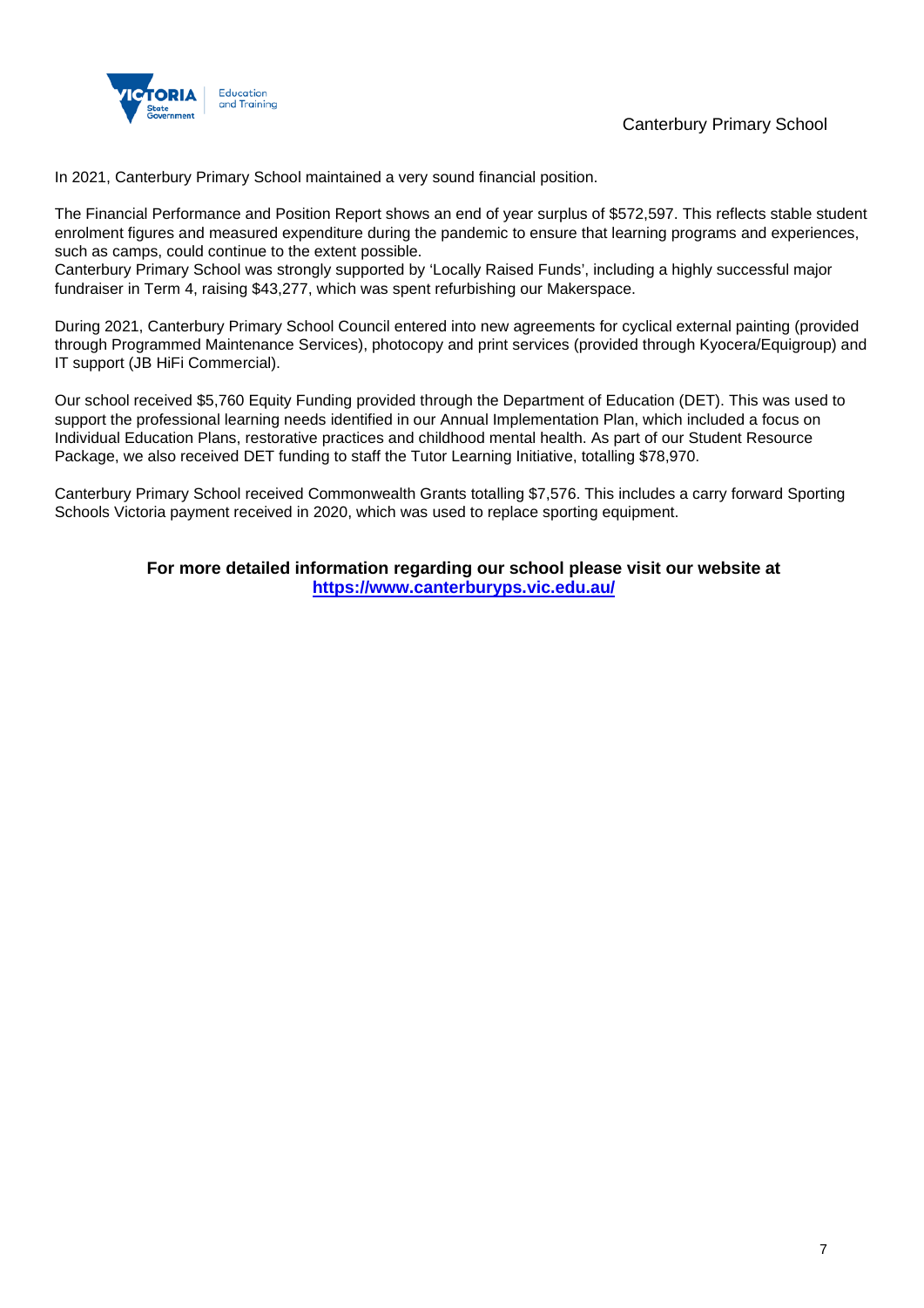In 2021, Canterbury Primary School maintained a very sound financial position.

The Financial Performance and Position Report shows an end of year surplus of $572,597. This reflects stable student enrolment figures and measured expenditure during the pandemic to ensure that learning programs and experiences, such as camps, could continue to the extent possible.
Canterbury Primary School was strongly supported by 'Locally Raised Funds', including a highly successful major fundraiser in Term 4, raising $43,277, which was spent refurbishing our Makerspace.

During 2021, Canterbury Primary School Council entered into new agreements for cyclical external painting (provided through Programmed Maintenance Services), photocopy and print services (provided through Kyocera/Equigroup) and IT support (JB HiFi Commercial).

Our school received $5,760 Equity Funding provided through the Department of Education (DET). This was used to support the professional learning needs identified in our Annual Implementation Plan, which included a focus on Individual Education Plans, restorative practices and childhood mental health. As part of our Student Resource Package, we also received DET funding to staff the Tutor Learning Initiative, totalling $78,970.

Canterbury Primary School received Commonwealth Grants totalling $7,576. This includes a carry forward Sporting Schools Victoria payment received in 2020, which was used to replace sporting equipment.

**For more detailed information regarding our school please visit our website at [https://www.canterburyps.vic.edu.au/](https://www.canterburyps.vic.edu.au/)**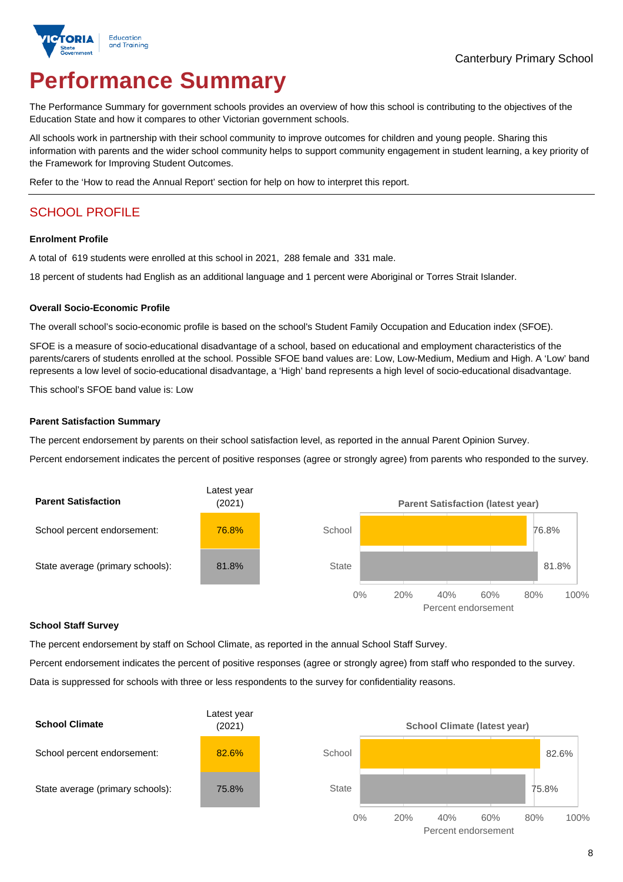Canterbury Primary School

# Performance Summary

The Performance Summary for government schools provides an overview of how this school is contributing to the objectives of the Education State and how it compares to other Victorian government schools.

All schools work in partnership with their school community to improve outcomes for children and young people. Sharing this information with parents and the wider school community helps to support community engagement in student learning, a key priority of the Framework for Improving Student Outcomes.

Refer to the 'How to read the Annual Report' section for help on how to interpret this report.

## SCHOOL PROFILE

### Enrolment Profile

A total of 619 students were enrolled at this school in 2021, 288 female and 331 male.

18 percent of students had English as an additional language and 1 percent were Aboriginal or Torres Strait Islander.

### Overall Socio-Economic Profile

The overall school's socio-economic profile is based on the school's Student Family Occupation and Education index (SFOE).

SFOE is a measure of socio-educational disadvantage of a school, based on educational and employment characteristics of the parents/carers of students enrolled at the school. Possible SFOE band values are: Low, Low-Medium, Medium and High. A 'Low' band represents a low level of socio-educational disadvantage, a 'High' band represents a high level of socio-educational disadvantage.

This school's SFOE band value is: Low

### Parent Satisfaction Summary

The percent endorsement by parents on their school satisfaction level, as reported in the annual Parent Opinion Survey.

Percent endorsement indicates the percent of positive responses (agree or strongly agree) from parents who responded to the survey.

| Parent Satisfaction | Latest year (2021) |
|---|---|
| School percent endorsement: | 76.8% |
| State average (primary schools): | 81.8% |

Parent Satisfaction (latest year)

| | Percent endorsement |
|---|---|
| School | 76.8% |
| State | 81.8% |

### School Staff Survey

The percent endorsement by staff on School Climate, as reported in the annual School Staff Survey.

Percent endorsement indicates the percent of positive responses (agree or strongly agree) from staff who responded to the survey.

Data is suppressed for schools with three or less respondents to the survey for confidentiality reasons.

| School Climate | Latest year (2021) |
|---|---|
| School percent endorsement: | 82.6% |
| State average (primary schools): | 75.8% |

School Climate (latest year)

| | Percent endorsement |
|---|---|
| School | 82.6% |
| State | 75.8% |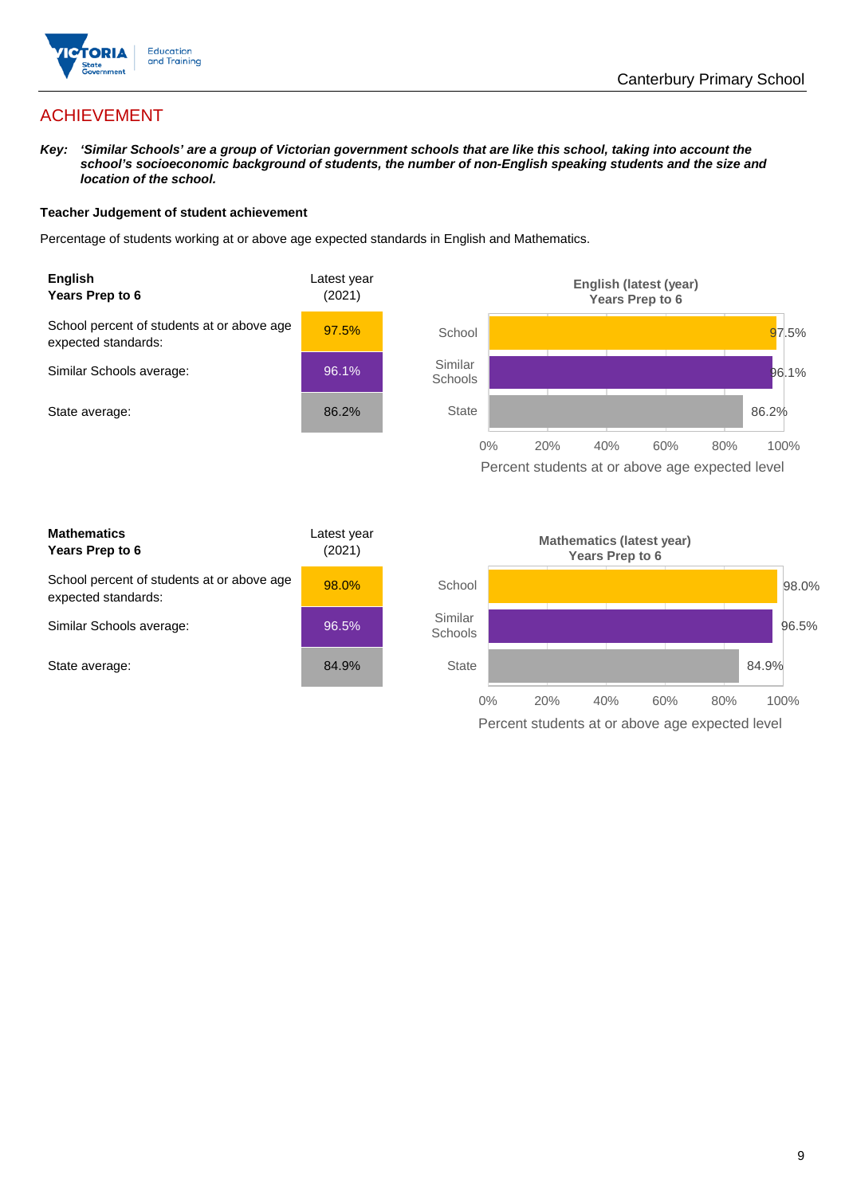## ACHIEVEMENT

***Key:*** ***'Similar Schools' are a group of Victorian government schools that are like this school, taking into account the school's socioeconomic background of students, the number of non-English speaking students and the size and location of the school.***

**Teacher Judgement of student achievement**

Percentage of students working at or above age expected standards in English and Mathematics.

| **English**<br>**Years Prep to 6** | Latest year (2021) |
|---|---|
| School percent of students at or above age expected standards: | 97.5% |
| Similar Schools average: | 96.1% |
| State average: | 86.2% |

**English (latest (year)**
**Years Prep to 6**

| | Percent students at or above age expected level |
|---|---|
| School | 97.5% |
| Similar Schools | 96.1% |
| State | 86.2% |

| **Mathematics**<br>**Years Prep to 6** | Latest year (2021) |
|---|---|
| School percent of students at or above age expected standards: | 98.0% |
| Similar Schools average: | 96.5% |
| State average: | 84.9% |

**Mathematics (latest year)**
**Years Prep to 6**

| | Percent students at or above age expected level |
|---|---|
| School | 98.0% |
| Similar Schools | 96.5% |
| State | 84.9% |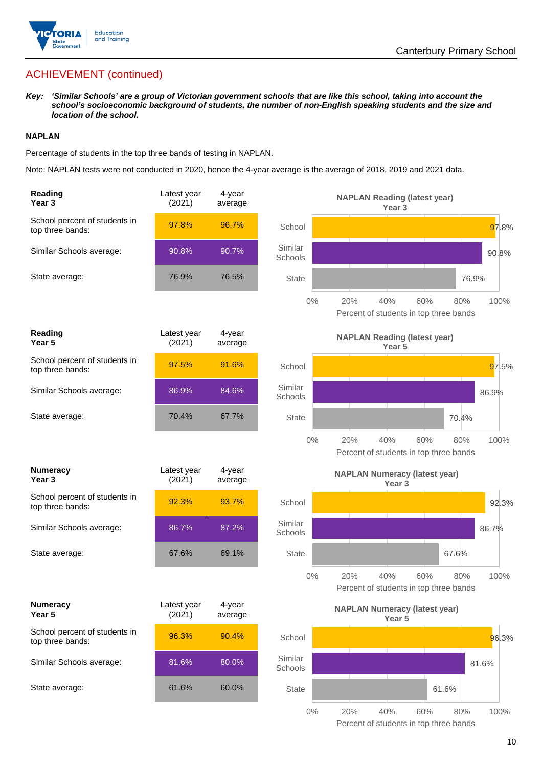## ACHIEVEMENT (continued)

***Key:*** ***'Similar Schools' are a group of Victorian government schools that are like this school, taking into account the school's socioeconomic background of students, the number of non-English speaking students and the size and location of the school.***

**NAPLAN**

Percentage of students in the top three bands of testing in NAPLAN.

Note: NAPLAN tests were not conducted in 2020, hence the 4-year average is the average of 2018, 2019 and 2021 data.

| **Reading Year 3** | Latest year (2021) | 4-year average |
|---|---|---|
| School percent of students in top three bands: | 97.8% | 96.7% |
| Similar Schools average: | 90.8% | 90.7% |
| State average: | 76.9% | 76.5% |

**NAPLAN Reading (latest year) Year 3**

| | Percent of students in top three bands |
|---|---|
| School | 97.8% |
| Similar Schools | 90.8% |
| State | 76.9% |

| **Reading Year 5** | Latest year (2021) | 4-year average |
|---|---|---|
| School percent of students in top three bands: | 97.5% | 91.6% |
| Similar Schools average: | 86.9% | 84.6% |
| State average: | 70.4% | 67.7% |

**NAPLAN Reading (latest year) Year 5**

| | Percent of students in top three bands |
|---|---|
| School | 97.5% |
| Similar Schools | 86.9% |
| State | 70.4% |

| **Numeracy Year 3** | Latest year (2021) | 4-year average |
|---|---|---|
| School percent of students in top three bands: | 92.3% | 93.7% |
| Similar Schools average: | 86.7% | 87.2% |
| State average: | 67.6% | 69.1% |

**NAPLAN Numeracy (latest year) Year 3**

| | Percent of students in top three bands |
|---|---|
| School | 92.3% |
| Similar Schools | 86.7% |
| State | 67.6% |

| **Numeracy Year 5** | Latest year (2021) | 4-year average |
|---|---|---|
| School percent of students in top three bands: | 96.3% | 90.4% |
| Similar Schools average: | 81.6% | 80.0% |
| State average: | 61.6% | 60.0% |

**NAPLAN Numeracy (latest year) Year 5**

| | Percent of students in top three bands |
|---|---|
| School | 96.3% |
| Similar Schools | 81.6% |
| State | 61.6% |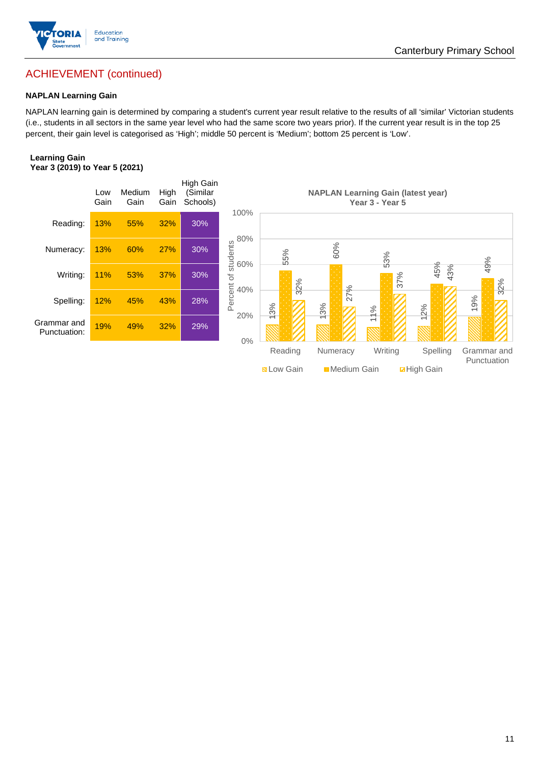## ACHIEVEMENT (continued)

### NAPLAN Learning Gain

NAPLAN learning gain is determined by comparing a student's current year result relative to the results of all 'similar' Victorian students (i.e., students in all sectors in the same year level who had the same score two years prior). If the current year result is in the top 25 percent, their gain level is categorised as 'High'; middle 50 percent is 'Medium'; bottom 25 percent is 'Low'.

**Learning Gain**
**Year 3 (2019) to Year 5 (2021)**

| | Low Gain | Medium Gain | High Gain | High Gain (Similar Schools) |
|---|---|---|---|---|
| Reading: | 13% | 55% | 32% | 30% |
| Numeracy: | 13% | 60% | 27% | 30% |
| Writing: | 11% | 53% | 37% | 30% |
| Spelling: | 12% | 45% | 43% | 28% |
| Grammar and Punctuation: | 19% | 49% | 32% | 29% |

**NAPLAN Learning Gain (latest year)**
**Year 3 - Year 5**

| | Low Gain | Medium Gain | High Gain |
|---|---|---|---|
| Reading | 13% | 55% | 32% |
| Numeracy | 13% | 60% | 27% |
| Writing | 11% | 53% | 37% |
| Spelling | 12% | 45% | 43% |
| Grammar and Punctuation | 19% | 49% | 32% |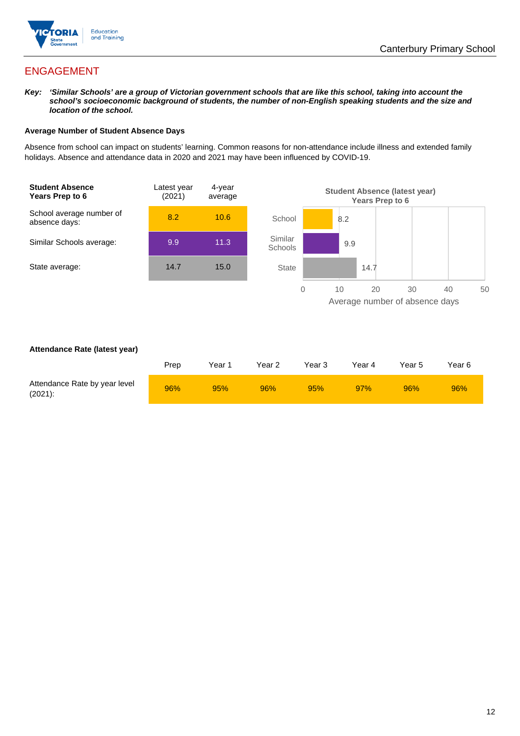## ENGAGEMENT

***Key:** 'Similar Schools' are a group of Victorian government schools that are like this school, taking into account the school's socioeconomic background of students, the number of non-English speaking students and the size and location of the school.*

**Average Number of Student Absence Days**

Absence from school can impact on students' learning. Common reasons for non-attendance include illness and extended family holidays. Absence and attendance data in 2020 and 2021 may have been influenced by COVID-19.

| **Student Absence Years Prep to 6** | Latest year (2021) | 4-year average |
|---|---|---|
| School average number of absence days: | 8.2 | 10.6 |
| Similar Schools average: | 9.9 | 11.3 |
| State average: | 14.7 | 15.0 |

**Student Absence (latest year) Years Prep to 6**

| | Average number of absence days |
|---|---|
| School | 8.2 |
| Similar Schools | 9.9 |
| State | 14.7 |

**Attendance Rate (latest year)**

| | Prep | Year 1 | Year 2 | Year 3 | Year 4 | Year 5 | Year 6 |
|---|---|---|---|---|---|---|---|
| Attendance Rate by year level (2021): | 96% | 95% | 96% | 95% | 97% | 96% | 96% |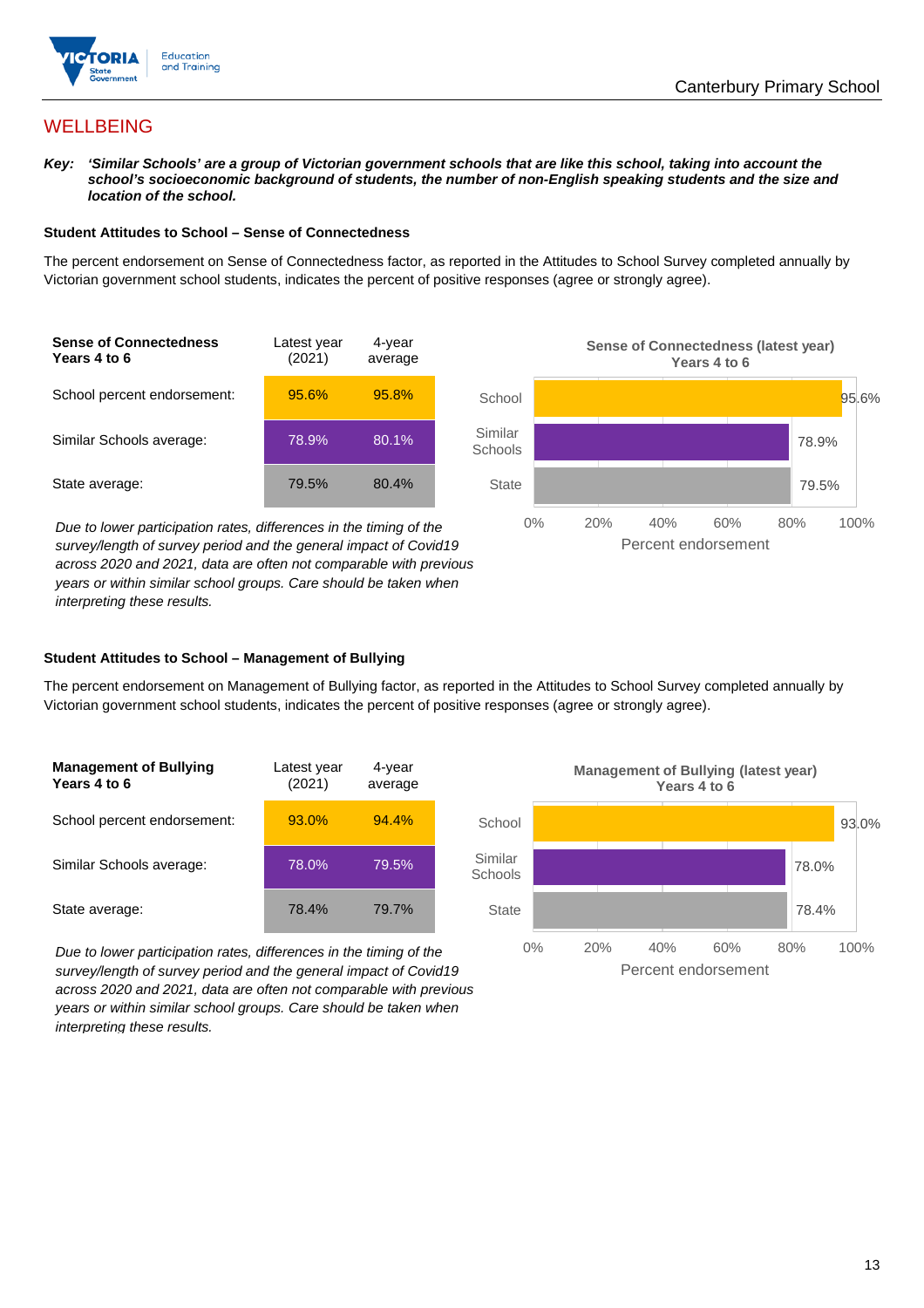## WELLBEING

***Key:*** ***'Similar Schools' are a group of Victorian government schools that are like this school, taking into account the school's socioeconomic background of students, the number of non-English speaking students and the size and location of the school.***

### Student Attitudes to School – Sense of Connectedness

The percent endorsement on Sense of Connectedness factor, as reported in the Attitudes to School Survey completed annually by Victorian government school students, indicates the percent of positive responses (agree or strongly agree).

| Sense of Connectedness Years 4 to 6 | Latest year (2021) | 4-year average |
|---|---|---|
| School percent endorsement: | 95.6% | 95.8% |
| Similar Schools average: | 78.9% | 80.1% |
| State average: | 79.5% | 80.4% |

*Due to lower participation rates, differences in the timing of the survey/length of survey period and the general impact of Covid19 across 2020 and 2021, data are often not comparable with previous years or within similar school groups. Care should be taken when interpreting these results.*

**Sense of Connectedness (latest year) Years 4 to 6**

| | Percent endorsement |
|---|---|
| School | 95.6% |
| Similar Schools | 78.9% |
| State | 79.5% |

### Student Attitudes to School – Management of Bullying

The percent endorsement on Management of Bullying factor, as reported in the Attitudes to School Survey completed annually by Victorian government school students, indicates the percent of positive responses (agree or strongly agree).

| Management of Bullying Years 4 to 6 | Latest year (2021) | 4-year average |
|---|---|---|
| School percent endorsement: | 93.0% | 94.4% |
| Similar Schools average: | 78.0% | 79.5% |
| State average: | 78.4% | 79.7% |

*Due to lower participation rates, differences in the timing of the survey/length of survey period and the general impact of Covid19 across 2020 and 2021, data are often not comparable with previous years or within similar school groups. Care should be taken when interpreting these results.*

**Management of Bullying (latest year) Years 4 to 6**

| | Percent endorsement |
|---|---|
| School | 93.0% |
| Similar Schools | 78.0% |
| State | 78.4% |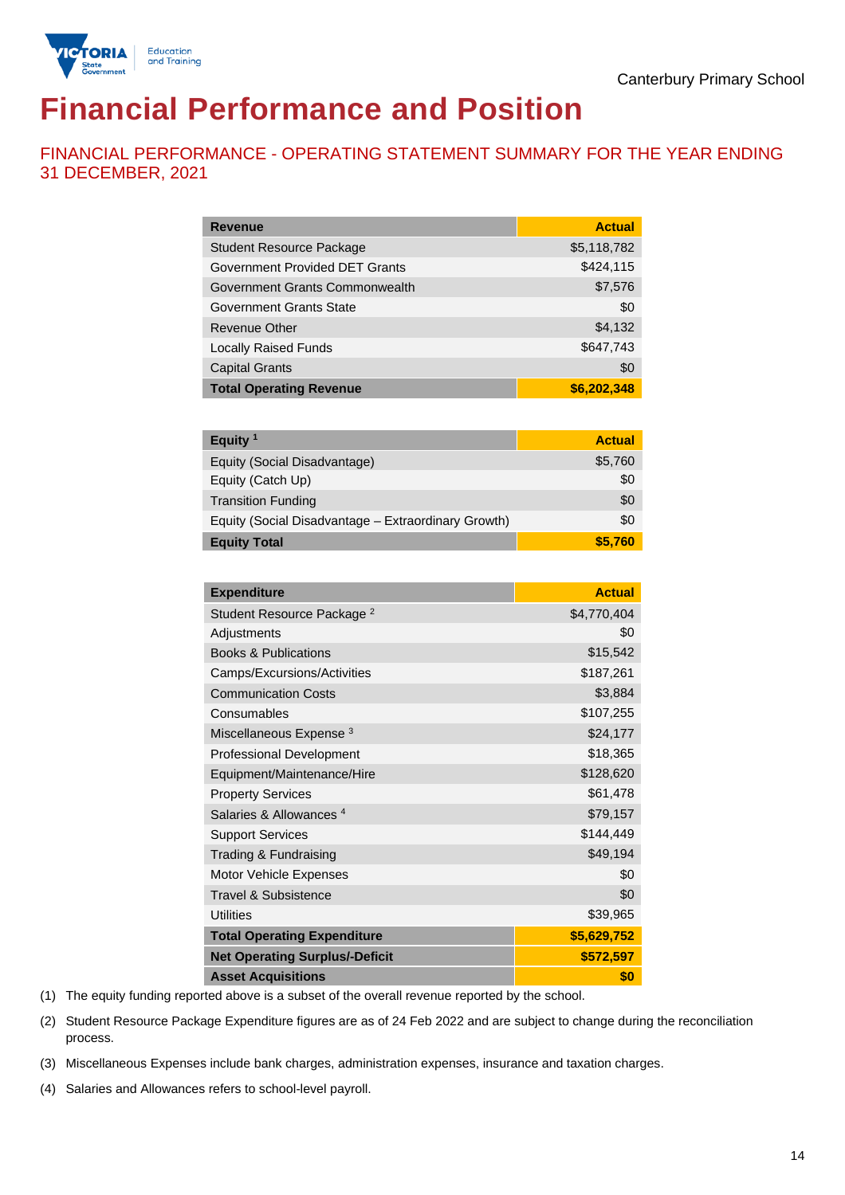# Financial Performance and Position

## FINANCIAL PERFORMANCE - OPERATING STATEMENT SUMMARY FOR THE YEAR ENDING 31 DECEMBER, 2021

| Revenue | Actual |
|---|---|
| Student Resource Package | $5,118,782 |
| Government Provided DET Grants | $424,115 |
| Government Grants Commonwealth | $7,576 |
| Government Grants State | $0 |
| Revenue Other | $4,132 |
| Locally Raised Funds | $647,743 |
| Capital Grants | $0 |
| **Total Operating Revenue** | **$6,202,348** |

| Equity [1] | Actual |
|---|---|
| Equity (Social Disadvantage) | $5,760 |
| Equity (Catch Up) | $0 |
| Transition Funding | $0 |
| Equity (Social Disadvantage – Extraordinary Growth) | $0 |
| **Equity Total** | **$5,760** |

| Expenditure | Actual |
|---|---|
| Student Resource Package [2] | $4,770,404 |
| Adjustments | $0 |
| Books & Publications | $15,542 |
| Camps/Excursions/Activities | $187,261 |
| Communication Costs | $3,884 |
| Consumables | $107,255 |
| Miscellaneous Expense [3] | $24,177 |
| Professional Development | $18,365 |
| Equipment/Maintenance/Hire | $128,620 |
| Property Services | $61,478 |
| Salaries & Allowances [4] | $79,157 |
| Support Services | $144,449 |
| Trading & Fundraising | $49,194 |
| Motor Vehicle Expenses | $0 |
| Travel & Subsistence | $0 |
| Utilities | $39,965 |
| **Total Operating Expenditure** | **$5,629,752** |
| **Net Operating Surplus/-Deficit** | **$572,597** |
| **Asset Acquisitions** | **$0** |

(1) The equity funding reported above is a subset of the overall revenue reported by the school.

(2) Student Resource Package Expenditure figures are as of 24 Feb 2022 and are subject to change during the reconciliation process.

(3) Miscellaneous Expenses include bank charges, administration expenses, insurance and taxation charges.

(4) Salaries and Allowances refers to school-level payroll.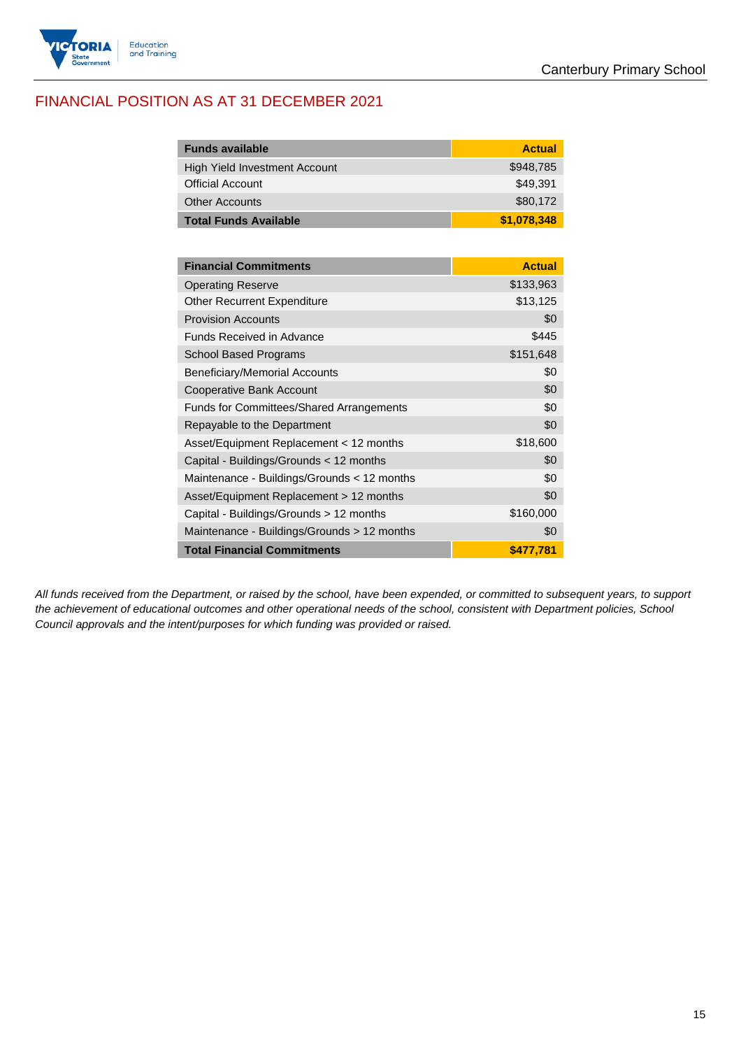# FINANCIAL POSITION AS AT 31 DECEMBER 2021

| Funds available | Actual |
|---|---|
| High Yield Investment Account | $948,785 |
| Official Account | $49,391 |
| Other Accounts | $80,172 |
| **Total Funds Available** | **$1,078,348** |

| Financial Commitments | Actual |
|---|---|
| Operating Reserve | $133,963 |
| Other Recurrent Expenditure | $13,125 |
| Provision Accounts | $0 |
| Funds Received in Advance | $445 |
| School Based Programs | $151,648 |
| Beneficiary/Memorial Accounts | $0 |
| Cooperative Bank Account | $0 |
| Funds for Committees/Shared Arrangements | $0 |
| Repayable to the Department | $0 |
| Asset/Equipment Replacement < 12 months | $18,600 |
| Capital - Buildings/Grounds < 12 months | $0 |
| Maintenance - Buildings/Grounds < 12 months | $0 |
| Asset/Equipment Replacement > 12 months | $0 |
| Capital - Buildings/Grounds > 12 months | $160,000 |
| Maintenance - Buildings/Grounds > 12 months | $0 |
| **Total Financial Commitments** | **$477,781** |

*All funds received from the Department, or raised by the school, have been expended, or committed to subsequent years, to support the achievement of educational outcomes and other operational needs of the school, consistent with Department policies, School Council approvals and the intent/purposes for which funding was provided or raised.*